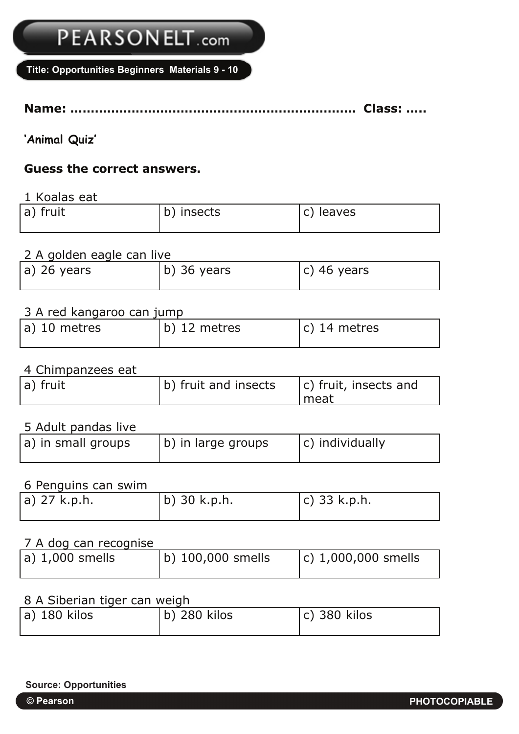Title: Opportunities Beginners Materials 9 - 10

**Name: ....................................................................... Class: .....**

**'Animal Quiz'**

**Guess the correct answers.**

1 Koalas eat

| a) fruit | b) insects | c) leaves |
|---|---|---|

2 A golden eagle can live

| a) 26 years | b) 36 years | c) 46 years |
|---|---|---|

3 A red kangaroo can jump

| a) 10 metres | b) 12 metres | c) 14 metres |
|---|---|---|

4 Chimpanzees eat

| a) fruit | b) fruit and insects | c) fruit, insects and meat |
|---|---|---|

5 Adult pandas live

| a) in small groups | b) in large groups | c) individually |
|---|---|---|

6 Penguins can swim

| a) 27 k.p.h. | b) 30 k.p.h. | c) 33 k.p.h. |
|---|---|---|

7 A dog can recognise

| a) 1,000 smells | b) 100,000 smells | c) 1,000,000 smells |
|---|---|---|

8 A Siberian tiger can weigh

| a) 180 kilos | b) 280 kilos | c) 380 kilos |
|---|---|---|

Source: Opportunities

© Pearson PHOTOCOPIABLE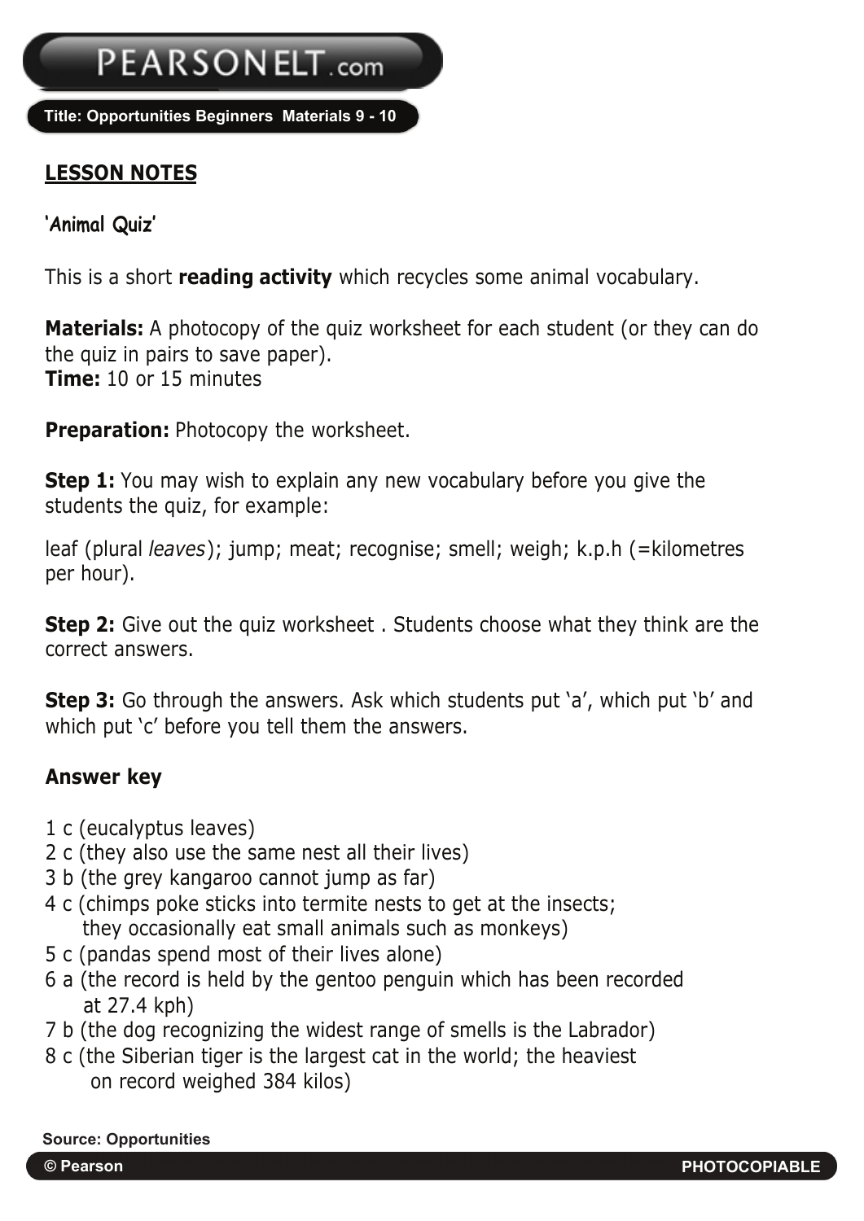## LESSON NOTES

### 'Animal Quiz'

This is a short **reading activity** which recycles some animal vocabulary.

**Materials:** A photocopy of the quiz worksheet for each student (or they can do the quiz in pairs to save paper).
**Time:** 10 or 15 minutes

**Preparation:** Photocopy the worksheet.

**Step 1:** You may wish to explain any new vocabulary before you give the students the quiz, for example:

leaf (plural *leaves*); jump; meat; recognise; smell; weigh; k.p.h (=kilometres per hour).

**Step 2:** Give out the quiz worksheet . Students choose what they think are the correct answers.

**Step 3:** Go through the answers. Ask which students put 'a', which put 'b' and which put 'c' before you tell them the answers.

### Answer key

1 c (eucalyptus leaves)
2 c (they also use the same nest all their lives)
3 b (the grey kangaroo cannot jump as far)
4 c (chimps poke sticks into termite nests to get at the insects; they occasionally eat small animals such as monkeys)
5 c (pandas spend most of their lives alone)
6 a (the record is held by the gentoo penguin which has been recorded at 27.4 kph)
7 b (the dog recognizing the widest range of smells is the Labrador)
8 c (the Siberian tiger is the largest cat in the world; the heaviest on record weighed 384 kilos)

Source: Opportunities